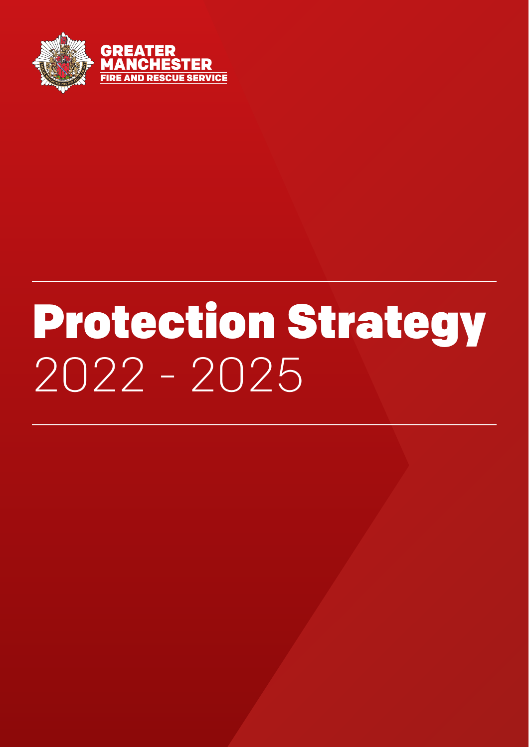GREATER MANCHESTER FIRE AND RESCUE SERVICE

# Protection Strategy

## 2022 - 2025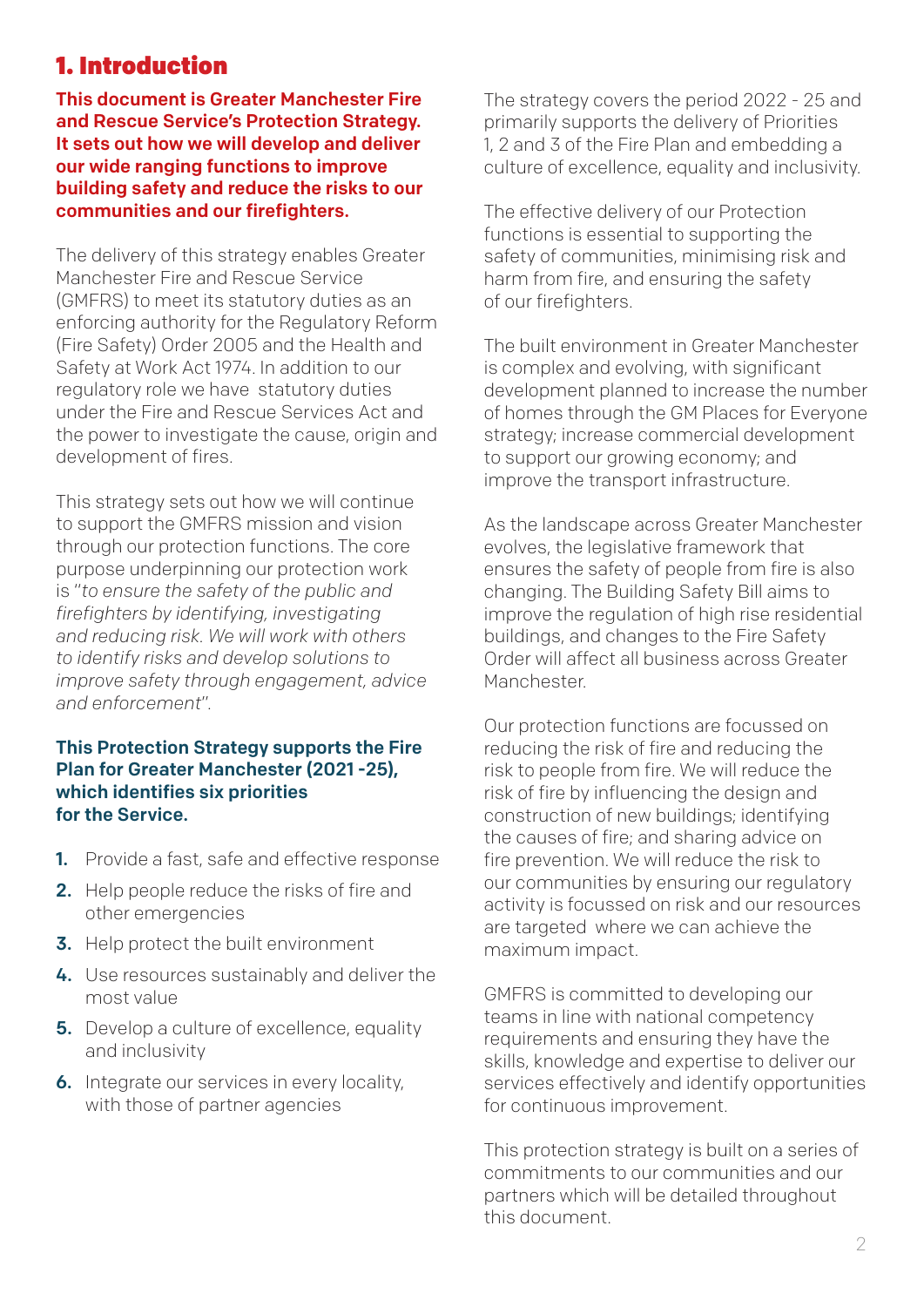# 1. Introduction

**This document is Greater Manchester Fire and Rescue Service's Protection Strategy. It sets out how we will develop and deliver our wide ranging functions to improve building safety and reduce the risks to our communities and our firefighters.**

The delivery of this strategy enables Greater Manchester Fire and Rescue Service (GMFRS) to meet its statutory duties as an enforcing authority for the Regulatory Reform (Fire Safety) Order 2005 and the Health and Safety at Work Act 1974. In addition to our regulatory role we have statutory duties under the Fire and Rescue Services Act and the power to investigate the cause, origin and development of fires.

This strategy sets out how we will continue to support the GMFRS mission and vision through our protection functions. The core purpose underpinning our protection work is "*to ensure the safety of the public and firefighters by identifying, investigating and reducing risk. We will work with others to identify risks and develop solutions to improve safety through engagement, advice and enforcement*".

**This Protection Strategy supports the Fire Plan for Greater Manchester (2021 -25), which identifies six priorities for the Service.**

1. Provide a fast, safe and effective response
2. Help people reduce the risks of fire and other emergencies
3. Help protect the built environment
4. Use resources sustainably and deliver the most value
5. Develop a culture of excellence, equality and inclusivity
6. Integrate our services in every locality, with those of partner agencies

The strategy covers the period 2022 - 25 and primarily supports the delivery of Priorities 1, 2 and 3 of the Fire Plan and embedding a culture of excellence, equality and inclusivity.

The effective delivery of our Protection functions is essential to supporting the safety of communities, minimising risk and harm from fire, and ensuring the safety of our firefighters.

The built environment in Greater Manchester is complex and evolving, with significant development planned to increase the number of homes through the GM Places for Everyone strategy; increase commercial development to support our growing economy; and improve the transport infrastructure.

As the landscape across Greater Manchester evolves, the legislative framework that ensures the safety of people from fire is also changing. The Building Safety Bill aims to improve the regulation of high rise residential buildings, and changes to the Fire Safety Order will affect all business across Greater Manchester.

Our protection functions are focussed on reducing the risk of fire and reducing the risk to people from fire. We will reduce the risk of fire by influencing the design and construction of new buildings; identifying the causes of fire; and sharing advice on fire prevention. We will reduce the risk to our communities by ensuring our regulatory activity is focussed on risk and our resources are targeted where we can achieve the maximum impact.

GMFRS is committed to developing our teams in line with national competency requirements and ensuring they have the skills, knowledge and expertise to deliver our services effectively and identify opportunities for continuous improvement.

This protection strategy is built on a series of commitments to our communities and our partners which will be detailed throughout this document.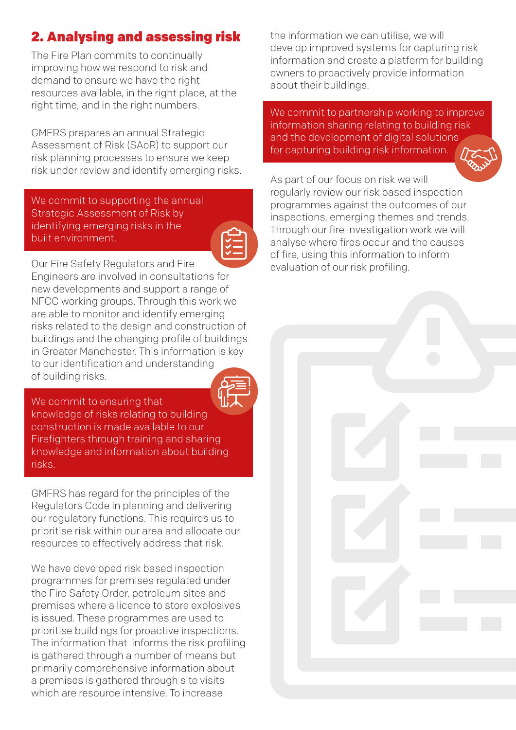## 2. Analysing and assessing risk

The Fire Plan commits to continually improving how we respond to risk and demand to ensure we have the right resources available, in the right place, at the right time, and in the right numbers.

GMFRS prepares an annual Strategic Assessment of Risk (SAoR) to support our risk planning processes to ensure we keep risk under review and identify emerging risks.

> We commit to supporting the annual Strategic Assessment of Risk by identifying emerging risks in the built environment.

Our Fire Safety Regulators and Fire Engineers are involved in consultations for new developments and support a range of NFCC working groups. Through this work we are able to monitor and identify emerging risks related to the design and construction of buildings and the changing profile of buildings in Greater Manchester. This information is key to our identification and understanding of building risks.

> We commit to ensuring that knowledge of risks relating to building construction is made available to our Firefighters through training and sharing knowledge and information about building risks.

GMFRS has regard for the principles of the Regulators Code in planning and delivering our regulatory functions. This requires us to prioritise risk within our area and allocate our resources to effectively address that risk.

We have developed risk based inspection programmes for premises regulated under the Fire Safety Order, petroleum sites and premises where a licence to store explosives is issued. These programmes are used to prioritise buildings for proactive inspections. The information that informs the risk profiling is gathered through a number of means but primarily comprehensive information about a premises is gathered through site visits which are resource intensive. To increase the information we can utilise, we will develop improved systems for capturing risk information and create a platform for building owners to proactively provide information about their buildings.

> We commit to partnership working to improve information sharing relating to building risk and the development of digital solutions for capturing building risk information.

As part of our focus on risk we will regularly review our risk based inspection programmes against the outcomes of our inspections, emerging themes and trends. Through our fire investigation work we will analyse where fires occur and the causes of fire, using this information to inform evaluation of our risk profiling.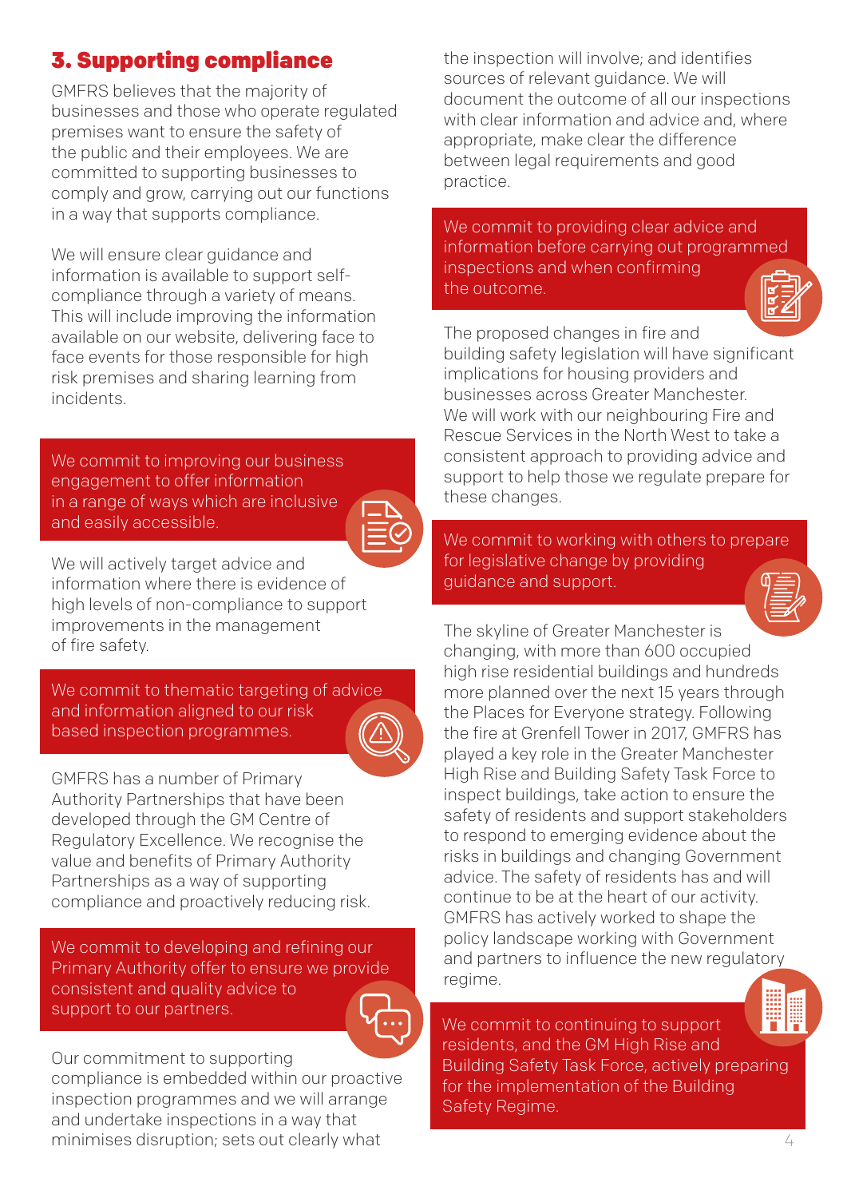## 3. Supporting compliance

GMFRS believes that the majority of businesses and those who operate regulated premises want to ensure the safety of the public and their employees. We are committed to supporting businesses to comply and grow, carrying out our functions in a way that supports compliance.

We will ensure clear guidance and information is available to support self-compliance through a variety of means. This will include improving the information available on our website, delivering face to face events for those responsible for high risk premises and sharing learning from incidents.

**We commit to improving our business engagement to offer information in a range of ways which are inclusive and easily accessible.**

We will actively target advice and information where there is evidence of high levels of non-compliance to support improvements in the management of fire safety.

**We commit to thematic targeting of advice and information aligned to our risk based inspection programmes.**

GMFRS has a number of Primary Authority Partnerships that have been developed through the GM Centre of Regulatory Excellence. We recognise the value and benefits of Primary Authority Partnerships as a way of supporting compliance and proactively reducing risk.

**We commit to developing and refining our Primary Authority offer to ensure we provide consistent and quality advice to support to our partners.**

Our commitment to supporting compliance is embedded within our proactive inspection programmes and we will arrange and undertake inspections in a way that minimises disruption; sets out clearly what the inspection will involve; and identifies sources of relevant guidance. We will document the outcome of all our inspections with clear information and advice and, where appropriate, make clear the difference between legal requirements and good practice.

**We commit to providing clear advice and information before carrying out programmed inspections and when confirming the outcome.**

The proposed changes in fire and building safety legislation will have significant implications for housing providers and businesses across Greater Manchester. We will work with our neighbouring Fire and Rescue Services in the North West to take a consistent approach to providing advice and support to help those we regulate prepare for these changes.

**We commit to working with others to prepare for legislative change by providing guidance and support.**

The skyline of Greater Manchester is changing, with more than 600 occupied high rise residential buildings and hundreds more planned over the next 15 years through the Places for Everyone strategy. Following the fire at Grenfell Tower in 2017, GMFRS has played a key role in the Greater Manchester High Rise and Building Safety Task Force to inspect buildings, take action to ensure the safety of residents and support stakeholders to respond to emerging evidence about the risks in buildings and changing Government advice. The safety of residents has and will continue to be at the heart of our activity. GMFRS has actively worked to shape the policy landscape working with Government and partners to influence the new regulatory regime.

**We commit to continuing to support residents, and the GM High Rise and Building Safety Task Force, actively preparing for the implementation of the Building Safety Regime.**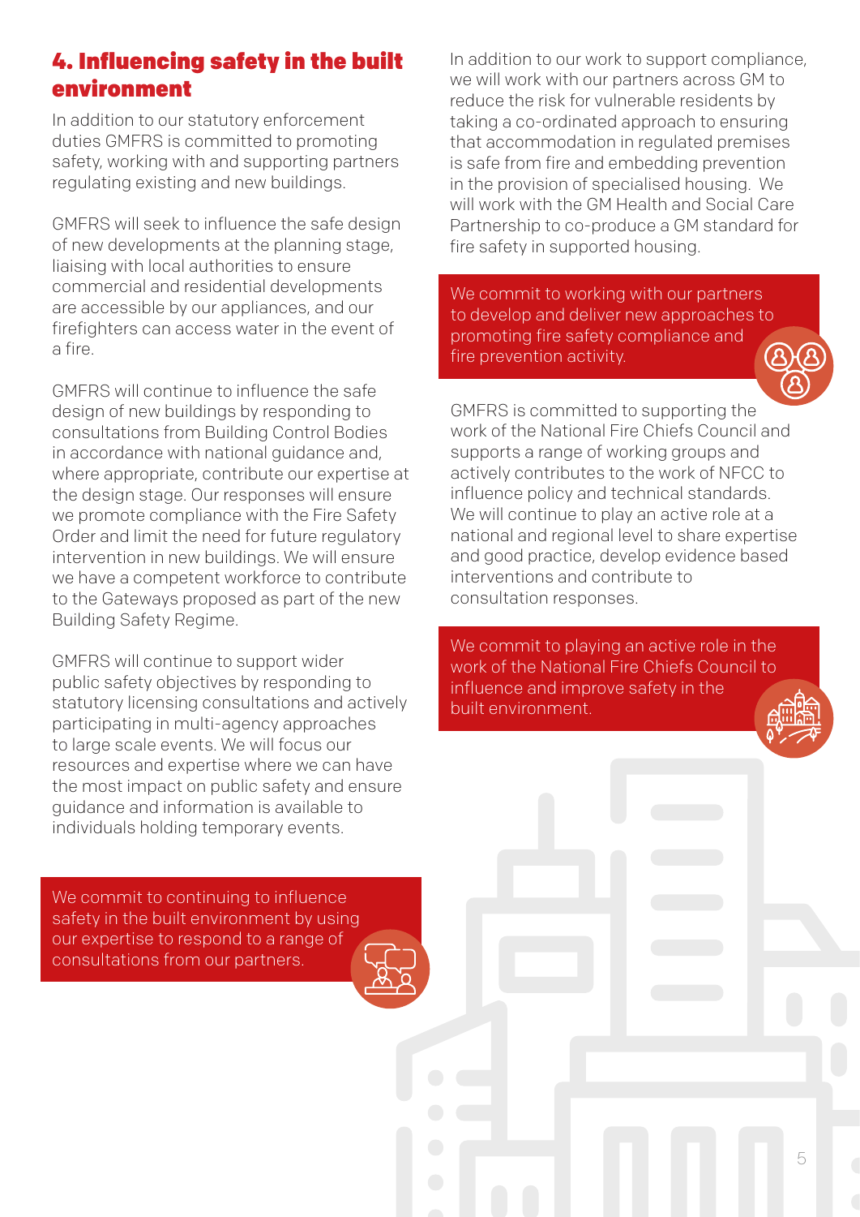## 4. Influencing safety in the built environment

In addition to our statutory enforcement duties GMFRS is committed to promoting safety, working with and supporting partners regulating existing and new buildings.

GMFRS will seek to influence the safe design of new developments at the planning stage, liaising with local authorities to ensure commercial and residential developments are accessible by our appliances, and our firefighters can access water in the event of a fire.

GMFRS will continue to influence the safe design of new buildings by responding to consultations from Building Control Bodies in accordance with national guidance and, where appropriate, contribute our expertise at the design stage. Our responses will ensure we promote compliance with the Fire Safety Order and limit the need for future regulatory intervention in new buildings. We will ensure we have a competent workforce to contribute to the Gateways proposed as part of the new Building Safety Regime.

GMFRS will continue to support wider public safety objectives by responding to statutory licensing consultations and actively participating in multi-agency approaches to large scale events. We will focus our resources and expertise where we can have the most impact on public safety and ensure guidance and information is available to individuals holding temporary events.

We commit to continuing to influence safety in the built environment by using our expertise to respond to a range of consultations from our partners.

In addition to our work to support compliance, we will work with our partners across GM to reduce the risk for vulnerable residents by taking a co-ordinated approach to ensuring that accommodation in regulated premises is safe from fire and embedding prevention in the provision of specialised housing. We will work with the GM Health and Social Care Partnership to co-produce a GM standard for fire safety in supported housing.

We commit to working with our partners to develop and deliver new approaches to promoting fire safety compliance and fire prevention activity.

GMFRS is committed to supporting the work of the National Fire Chiefs Council and supports a range of working groups and actively contributes to the work of NFCC to influence policy and technical standards. We will continue to play an active role at a national and regional level to share expertise and good practice, develop evidence based interventions and contribute to consultation responses.

We commit to playing an active role in the work of the National Fire Chiefs Council to influence and improve safety in the built environment.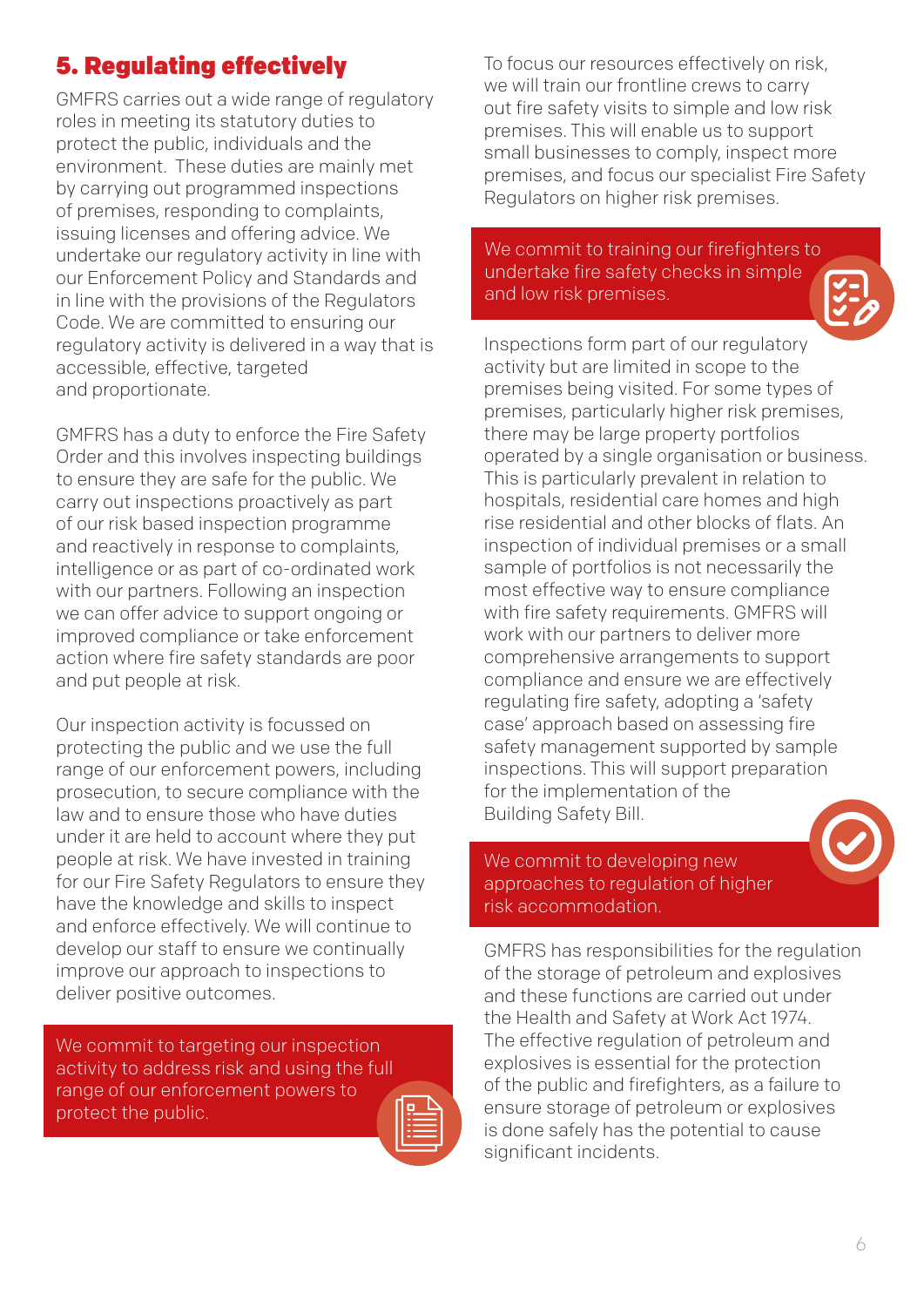## 5. Regulating effectively

GMFRS carries out a wide range of regulatory roles in meeting its statutory duties to protect the public, individuals and the environment. These duties are mainly met by carrying out programmed inspections of premises, responding to complaints, issuing licenses and offering advice. We undertake our regulatory activity in line with our Enforcement Policy and Standards and in line with the provisions of the Regulators Code. We are committed to ensuring our regulatory activity is delivered in a way that is accessible, effective, targeted and proportionate.

GMFRS has a duty to enforce the Fire Safety Order and this involves inspecting buildings to ensure they are safe for the public. We carry out inspections proactively as part of our risk based inspection programme and reactively in response to complaints, intelligence or as part of co-ordinated work with our partners. Following an inspection we can offer advice to support ongoing or improved compliance or take enforcement action where fire safety standards are poor and put people at risk.

Our inspection activity is focussed on protecting the public and we use the full range of our enforcement powers, including prosecution, to secure compliance with the law and to ensure those who have duties under it are held to account where they put people at risk. We have invested in training for our Fire Safety Regulators to ensure they have the knowledge and skills to inspect and enforce effectively. We will continue to develop our staff to ensure we continually improve our approach to inspections to deliver positive outcomes.

> We commit to targeting our inspection activity to address risk and using the full range of our enforcement powers to protect the public.

To focus our resources effectively on risk, we will train our frontline crews to carry out fire safety visits to simple and low risk premises. This will enable us to support small businesses to comply, inspect more premises, and focus our specialist Fire Safety Regulators on higher risk premises.

> We commit to training our firefighters to undertake fire safety checks in simple and low risk premises.

Inspections form part of our regulatory activity but are limited in scope to the premises being visited. For some types of premises, particularly higher risk premises, there may be large property portfolios operated by a single organisation or business. This is particularly prevalent in relation to hospitals, residential care homes and high rise residential and other blocks of flats. An inspection of individual premises or a small sample of portfolios is not necessarily the most effective way to ensure compliance with fire safety requirements. GMFRS will work with our partners to deliver more comprehensive arrangements to support compliance and ensure we are effectively regulating fire safety, adopting a 'safety case' approach based on assessing fire safety management supported by sample inspections. This will support preparation for the implementation of the Building Safety Bill.

> We commit to developing new approaches to regulation of higher risk accommodation.

GMFRS has responsibilities for the regulation of the storage of petroleum and explosives and these functions are carried out under the Health and Safety at Work Act 1974. The effective regulation of petroleum and explosives is essential for the protection of the public and firefighters, as a failure to ensure storage of petroleum or explosives is done safely has the potential to cause significant incidents.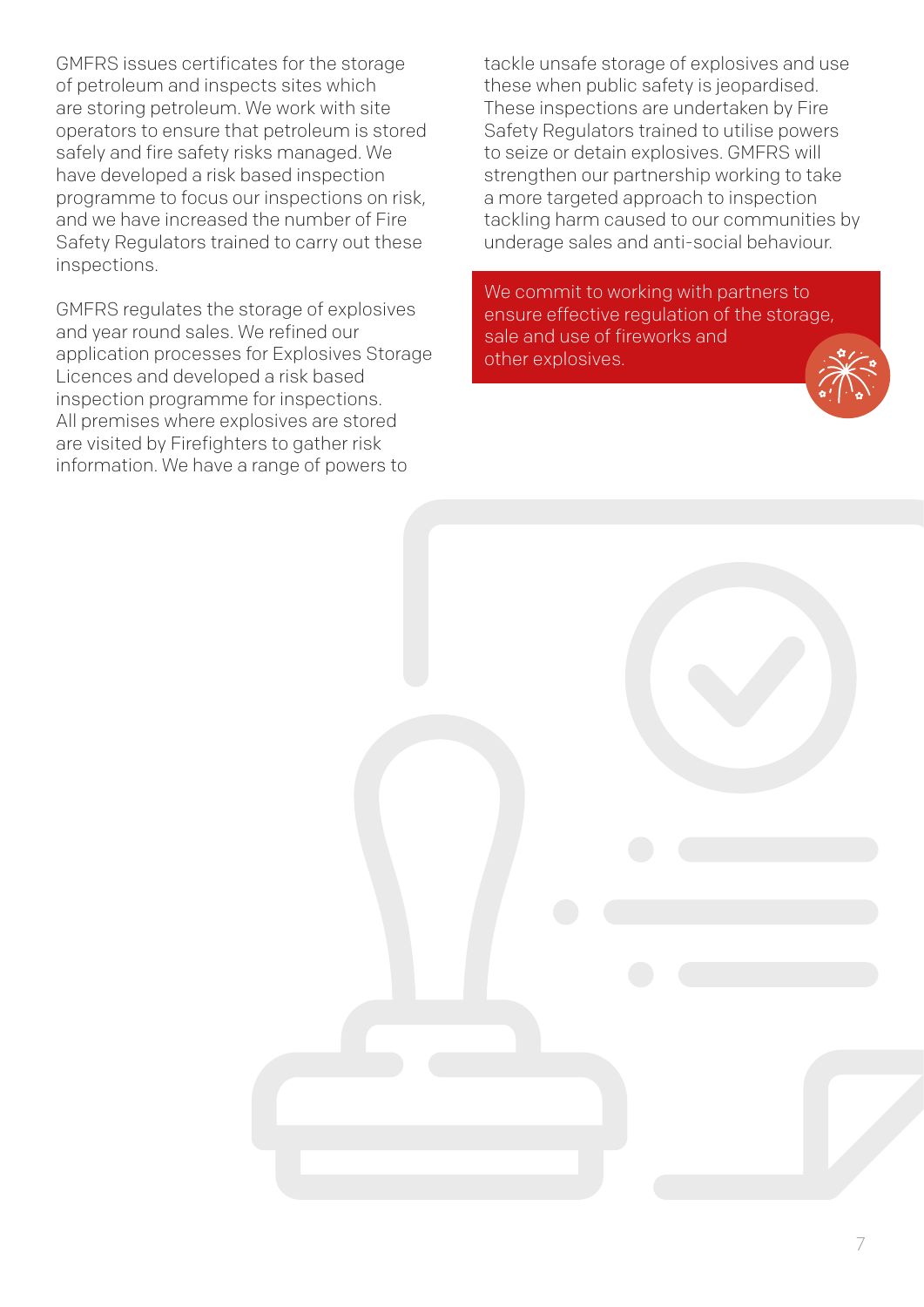GMFRS issues certificates for the storage of petroleum and inspects sites which are storing petroleum. We work with site operators to ensure that petroleum is stored safely and fire safety risks managed. We have developed a risk based inspection programme to focus our inspections on risk, and we have increased the number of Fire Safety Regulators trained to carry out these inspections.

GMFRS regulates the storage of explosives and year round sales. We refined our application processes for Explosives Storage Licences and developed a risk based inspection programme for inspections. All premises where explosives are stored are visited by Firefighters to gather risk information. We have a range of powers to tackle unsafe storage of explosives and use these when public safety is jeopardised. These inspections are undertaken by Fire Safety Regulators trained to utilise powers to seize or detain explosives. GMFRS will strengthen our partnership working to take a more targeted approach to inspection tackling harm caused to our communities by underage sales and anti-social behaviour.

We commit to working with partners to ensure effective regulation of the storage, sale and use of fireworks and other explosives.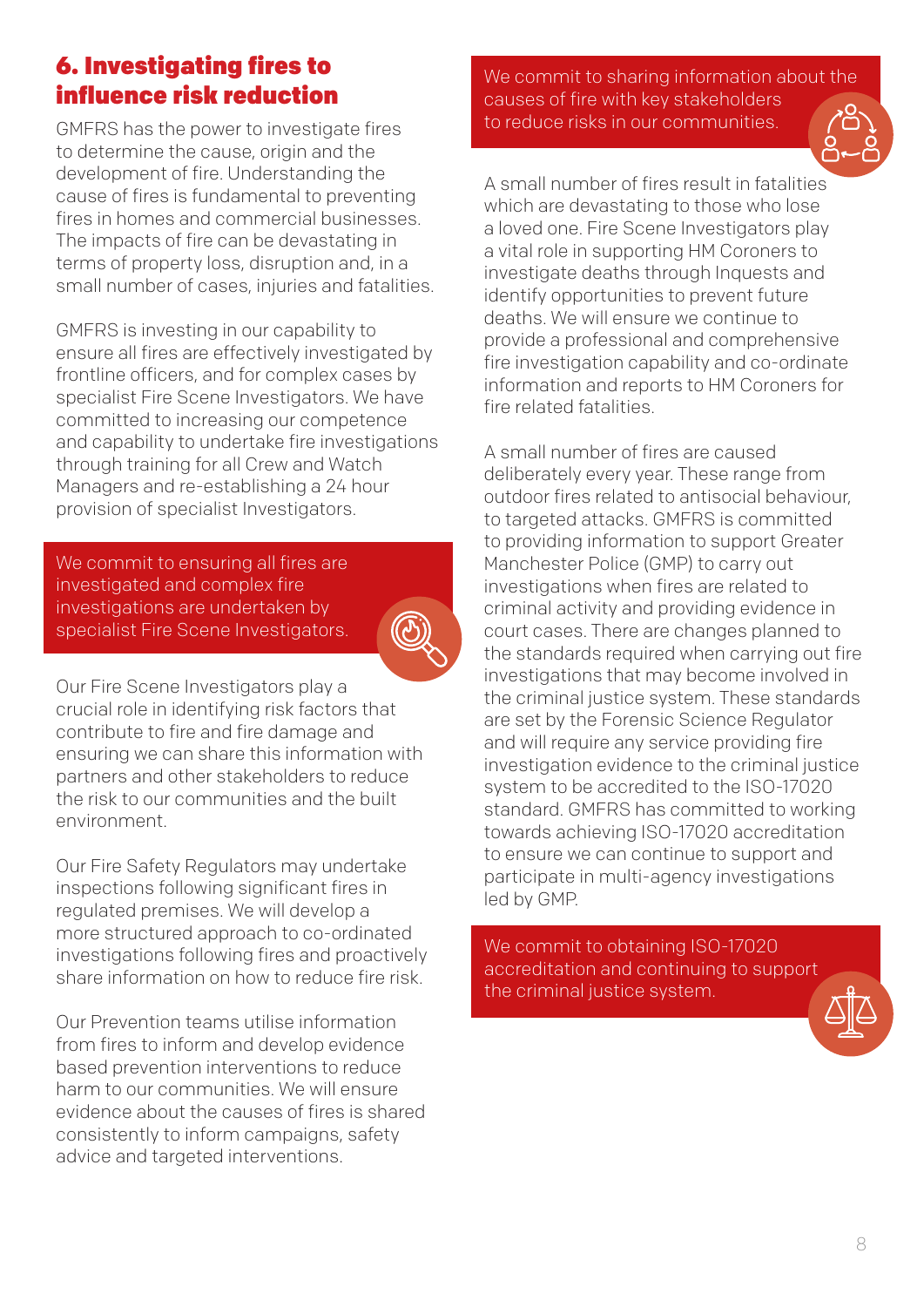## 6. Investigating fires to influence risk reduction

GMFRS has the power to investigate fires to determine the cause, origin and the development of fire. Understanding the cause of fires is fundamental to preventing fires in homes and commercial businesses. The impacts of fire can be devastating in terms of property loss, disruption and, in a small number of cases, injuries and fatalities.

GMFRS is investing in our capability to ensure all fires are effectively investigated by frontline officers, and for complex cases by specialist Fire Scene Investigators. We have committed to increasing our competence and capability to undertake fire investigations through training for all Crew and Watch Managers and re-establishing a 24 hour provision of specialist Investigators.

**We commit to ensuring all fires are investigated and complex fire investigations are undertaken by specialist Fire Scene Investigators.**

Our Fire Scene Investigators play a crucial role in identifying risk factors that contribute to fire and fire damage and ensuring we can share this information with partners and other stakeholders to reduce the risk to our communities and the built environment.

Our Fire Safety Regulators may undertake inspections following significant fires in regulated premises. We will develop a more structured approach to co-ordinated investigations following fires and proactively share information on how to reduce fire risk.

Our Prevention teams utilise information from fires to inform and develop evidence based prevention interventions to reduce harm to our communities. We will ensure evidence about the causes of fires is shared consistently to inform campaigns, safety advice and targeted interventions.

**We commit to sharing information about the causes of fire with key stakeholders to reduce risks in our communities.**

A small number of fires result in fatalities which are devastating to those who lose a loved one. Fire Scene Investigators play a vital role in supporting HM Coroners to investigate deaths through Inquests and identify opportunities to prevent future deaths. We will ensure we continue to provide a professional and comprehensive fire investigation capability and co-ordinate information and reports to HM Coroners for fire related fatalities.

A small number of fires are caused deliberately every year. These range from outdoor fires related to antisocial behaviour, to targeted attacks. GMFRS is committed to providing information to support Greater Manchester Police (GMP) to carry out investigations when fires are related to criminal activity and providing evidence in court cases. There are changes planned to the standards required when carrying out fire investigations that may become involved in the criminal justice system. These standards are set by the Forensic Science Regulator and will require any service providing fire investigation evidence to the criminal justice system to be accredited to the ISO-17020 standard. GMFRS has committed to working towards achieving ISO-17020 accreditation to ensure we can continue to support and participate in multi-agency investigations led by GMP.

**We commit to obtaining ISO-17020 accreditation and continuing to support the criminal justice system.**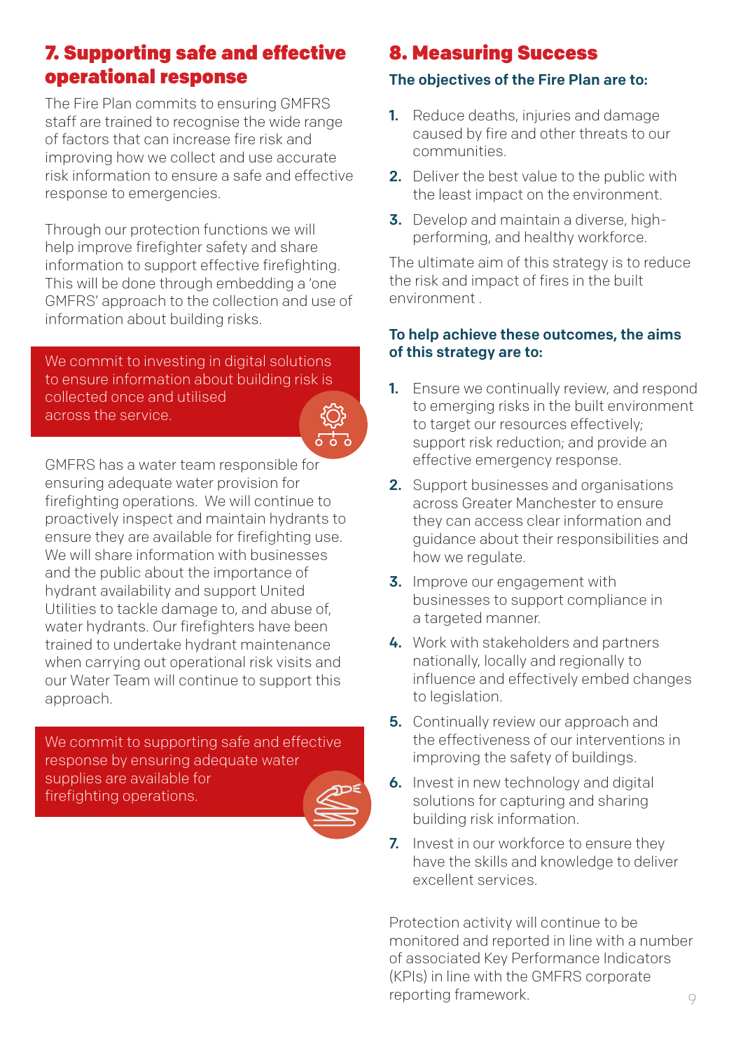## 7. Supporting safe and effective operational response

The Fire Plan commits to ensuring GMFRS staff are trained to recognise the wide range of factors that can increase fire risk and improving how we collect and use accurate risk information to ensure a safe and effective response to emergencies.

Through our protection functions we will help improve firefighter safety and share information to support effective firefighting. This will be done through embedding a 'one GMFRS' approach to the collection and use of information about building risks.

We commit to investing in digital solutions to ensure information about building risk is collected once and utilised across the service.

GMFRS has a water team responsible for ensuring adequate water provision for firefighting operations. We will continue to proactively inspect and maintain hydrants to ensure they are available for firefighting use. We will share information with businesses and the public about the importance of hydrant availability and support United Utilities to tackle damage to, and abuse of, water hydrants. Our firefighters have been trained to undertake hydrant maintenance when carrying out operational risk visits and our Water Team will continue to support this approach.

We commit to supporting safe and effective response by ensuring adequate water supplies are available for firefighting operations.

## 8. Measuring Success

### The objectives of the Fire Plan are to:

1. Reduce deaths, injuries and damage caused by fire and other threats to our communities.
2. Deliver the best value to the public with the least impact on the environment.
3. Develop and maintain a diverse, high-performing, and healthy workforce.

The ultimate aim of this strategy is to reduce the risk and impact of fires in the built environment .

### To help achieve these outcomes, the aims of this strategy are to:

1. Ensure we continually review, and respond to emerging risks in the built environment to target our resources effectively; support risk reduction; and provide an effective emergency response.
2. Support businesses and organisations across Greater Manchester to ensure they can access clear information and guidance about their responsibilities and how we regulate.
3. Improve our engagement with businesses to support compliance in a targeted manner.
4. Work with stakeholders and partners nationally, locally and regionally to influence and effectively embed changes to legislation.
5. Continually review our approach and the effectiveness of our interventions in improving the safety of buildings.
6. Invest in new technology and digital solutions for capturing and sharing building risk information.
7. Invest in our workforce to ensure they have the skills and knowledge to deliver excellent services.

Protection activity will continue to be monitored and reported in line with a number of associated Key Performance Indicators (KPIs) in line with the GMFRS corporate reporting framework.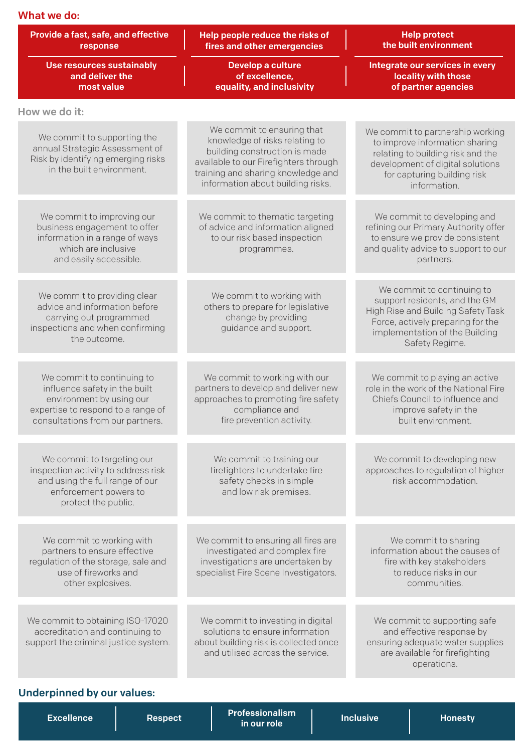## What we do:

| Provide a fast, safe, and effective response | Help people reduce the risks of fires and other emergencies | Help protect the built environment |
|---|---|---|
| **Use resources sustainably and deliver the most value** | **Develop a culture of excellence, equality, and inclusivity** | **Integrate our services in every locality with those of partner agencies** |

## How we do it:

| | | |
|---|---|---|
| We commit to supporting the annual Strategic Assessment of Risk by identifying emerging risks in the built environment. | We commit to ensuring that knowledge of risks relating to building construction is made available to our Firefighters through training and sharing knowledge and information about building risks. | We commit to partnership working to improve information sharing relating to building risk and the development of digital solutions for capturing building risk information. |
| We commit to improving our business engagement to offer information in a range of ways which are inclusive and easily accessible. | We commit to thematic targeting of advice and information aligned to our risk based inspection programmes. | We commit to developing and refining our Primary Authority offer to ensure we provide consistent and quality advice to support to our partners. |
| We commit to providing clear advice and information before carrying out programmed inspections and when confirming the outcome. | We commit to working with others to prepare for legislative change by providing guidance and support. | We commit to continuing to support residents, and the GM High Rise and Building Safety Task Force, actively preparing for the implementation of the Building Safety Regime. |
| We commit to continuing to influence safety in the built environment by using our expertise to respond to a range of consultations from our partners. | We commit to working with our partners to develop and deliver new approaches to promoting fire safety compliance and fire prevention activity. | We commit to playing an active role in the work of the National Fire Chiefs Council to influence and improve safety in the built environment. |
| We commit to targeting our inspection activity to address risk and using the full range of our enforcement powers to protect the public. | We commit to training our firefighters to undertake fire safety checks in simple and low risk premises. | We commit to developing new approaches to regulation of higher risk accommodation. |
| We commit to working with partners to ensure effective regulation of the storage, sale and use of fireworks and other explosives. | We commit to ensuring all fires are investigated and complex fire investigations are undertaken by specialist Fire Scene Investigators. | We commit to sharing information about the causes of fire with key stakeholders to reduce risks in our communities. |
| We commit to obtaining ISO-17020 accreditation and continuing to support the criminal justice system. | We commit to investing in digital solutions to ensure information about building risk is collected once and utilised across the service. | We commit to supporting safe and effective response by ensuring adequate water supplies are available for firefighting operations. |

## Underpinned by our values:

| Excellence | Respect | Professionalism in our role | Inclusive | Honesty |
|---|---|---|---|---|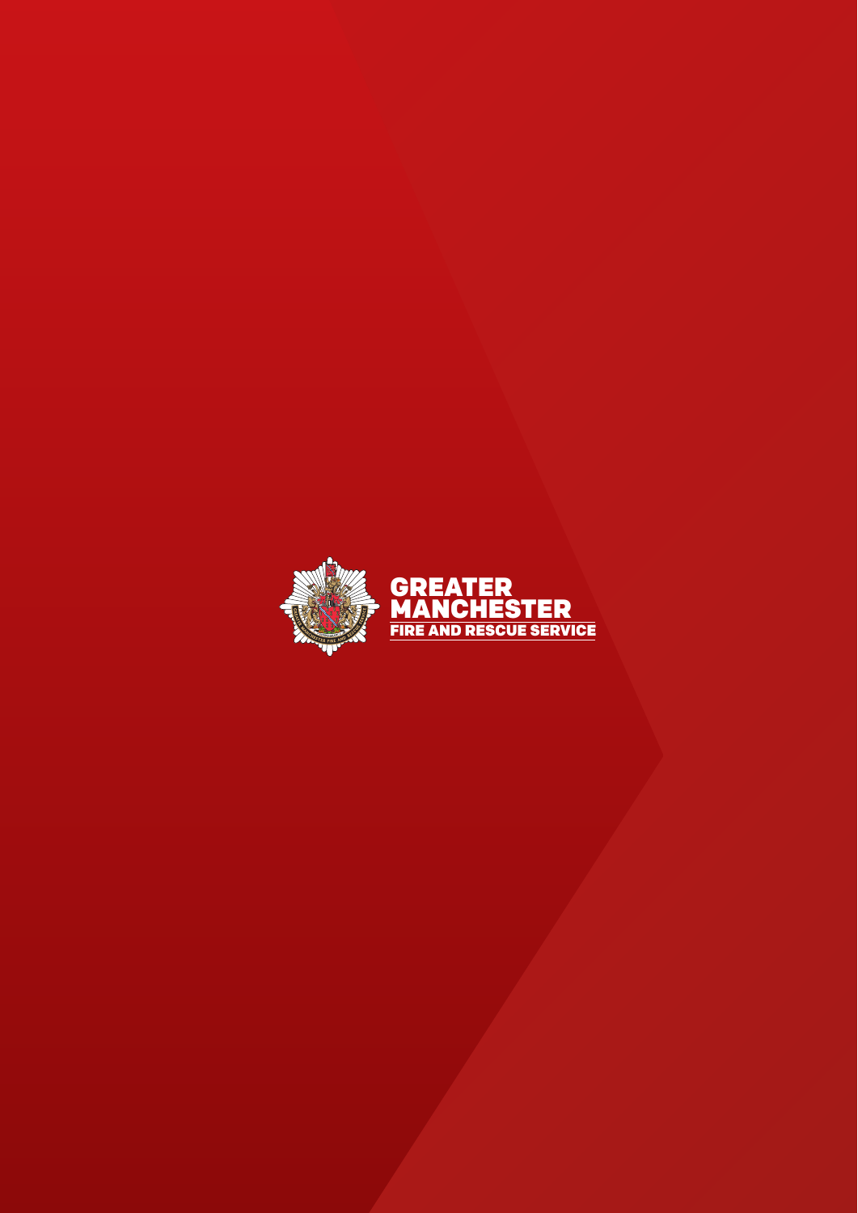GREATER MANCHESTER

FIRE AND RESCUE SERVICE